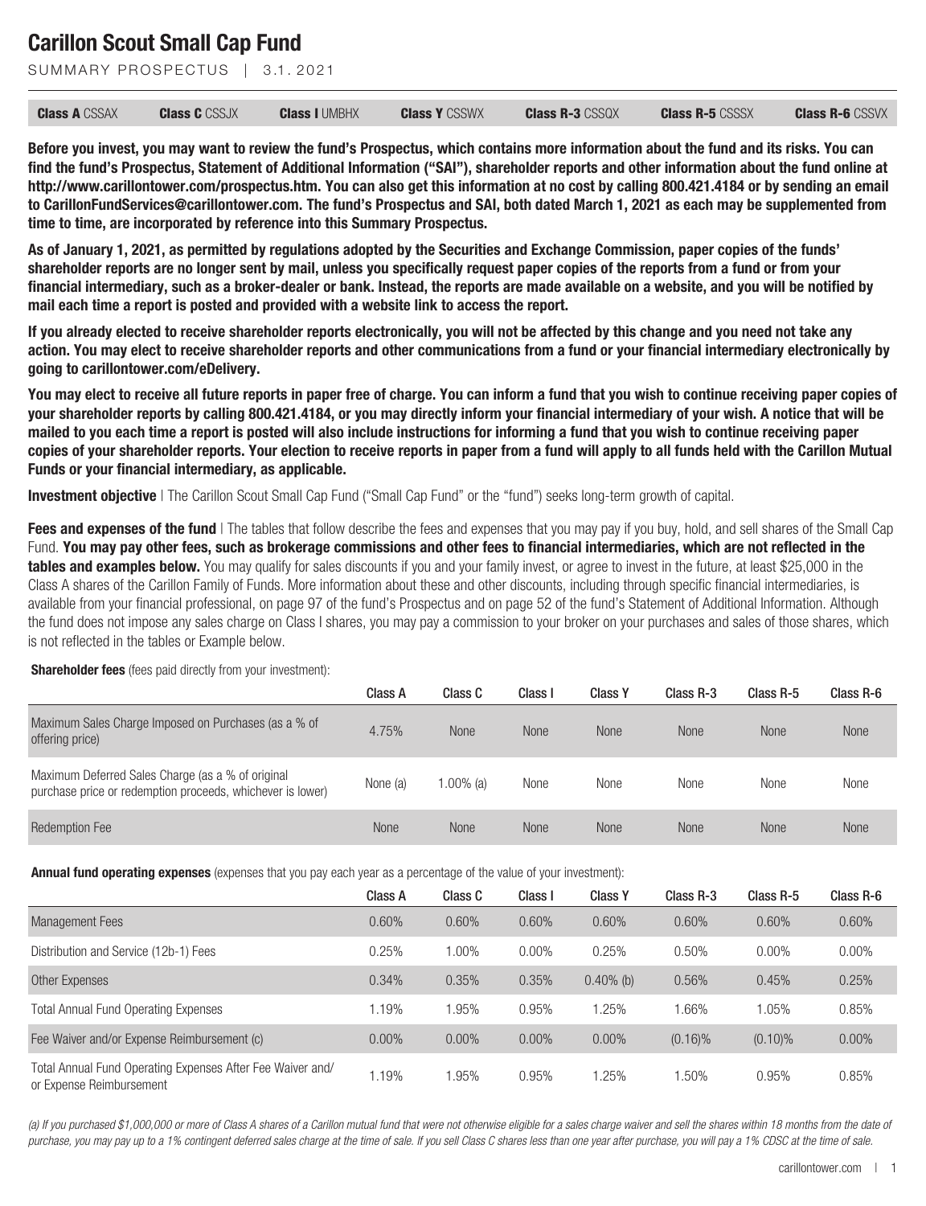# Carillon Scout Small Cap Fund

SUMMARY PROSPECTUS | 3.1.2021

| **Class A** CSSAX | **Class C** CSSJX | **Class I** UMBHX | **Class Y** CSSWX | **Class R-3** CSSQX | **Class R-5** CSSSX | **Class R-6** CSSVX |
|---|---|---|---|---|---|---|

**Before you invest, you may want to review the fund's Prospectus, which contains more information about the fund and its risks. You can find the fund's Prospectus, Statement of Additional Information ("SAI"), shareholder reports and other information about the fund online at http://www.carillontower.com/prospectus.htm. You can also get this information at no cost by calling 800.421.4184 or by sending an email to CarillonFundServices@carillontower.com. The fund's Prospectus and SAI, both dated March 1, 2021 as each may be supplemented from time to time, are incorporated by reference into this Summary Prospectus.**

**As of January 1, 2021, as permitted by regulations adopted by the Securities and Exchange Commission, paper copies of the funds' shareholder reports are no longer sent by mail, unless you specifically request paper copies of the reports from a fund or from your financial intermediary, such as a broker-dealer or bank. Instead, the reports are made available on a website, and you will be notified by mail each time a report is posted and provided with a website link to access the report.**

**If you already elected to receive shareholder reports electronically, you will not be affected by this change and you need not take any action. You may elect to receive shareholder reports and other communications from a fund or your financial intermediary electronically by going to carillontower.com/eDelivery.**

**You may elect to receive all future reports in paper free of charge. You can inform a fund that you wish to continue receiving paper copies of your shareholder reports by calling 800.421.4184, or you may directly inform your financial intermediary of your wish. A notice that will be mailed to you each time a report is posted will also include instructions for informing a fund that you wish to continue receiving paper copies of your shareholder reports. Your election to receive reports in paper from a fund will apply to all funds held with the Carillon Mutual Funds or your financial intermediary, as applicable.**

**Investment objective** | The Carillon Scout Small Cap Fund ("Small Cap Fund" or the "fund") seeks long-term growth of capital.

**Fees and expenses of the fund** | The tables that follow describe the fees and expenses that you may pay if you buy, hold, and sell shares of the Small Cap Fund. **You may pay other fees, such as brokerage commissions and other fees to financial intermediaries, which are not reflected in the tables and examples below.** You may qualify for sales discounts if you and your family invest, or agree to invest in the future, at least $25,000 in the Class A shares of the Carillon Family of Funds. More information about these and other discounts, including through specific financial intermediaries, is available from your financial professional, on page 97 of the fund's Prospectus and on page 52 of the fund's Statement of Additional Information. Although the fund does not impose any sales charge on Class I shares, you may pay a commission to your broker on your purchases and sales of those shares, which is not reflected in the tables or Example below.

**Shareholder fees** (fees paid directly from your investment):

| | Class A | Class C | Class I | Class Y | Class R-3 | Class R-5 | Class R-6 |
|---|---|---|---|---|---|---|---|
| Maximum Sales Charge Imposed on Purchases (as a % of offering price) | 4.75% | None | None | None | None | None | None |
| Maximum Deferred Sales Charge (as a % of original purchase price or redemption proceeds, whichever is lower) | None (a) | 1.00% (a) | None | None | None | None | None |
| Redemption Fee | None | None | None | None | None | None | None |

**Annual fund operating expenses** (expenses that you pay each year as a percentage of the value of your investment):

| | Class A | Class C | Class I | Class Y | Class R-3 | Class R-5 | Class R-6 |
|---|---|---|---|---|---|---|---|
| Management Fees | 0.60% | 0.60% | 0.60% | 0.60% | 0.60% | 0.60% | 0.60% |
| Distribution and Service (12b-1) Fees | 0.25% | 1.00% | 0.00% | 0.25% | 0.50% | 0.00% | 0.00% |
| Other Expenses | 0.34% | 0.35% | 0.35% | 0.40% (b) | 0.56% | 0.45% | 0.25% |
| Total Annual Fund Operating Expenses | 1.19% | 1.95% | 0.95% | 1.25% | 1.66% | 1.05% | 0.85% |
| Fee Waiver and/or Expense Reimbursement (c) | 0.00% | 0.00% | 0.00% | 0.00% | (0.16)% | (0.10)% | 0.00% |
| Total Annual Fund Operating Expenses After Fee Waiver and/ or Expense Reimbursement | 1.19% | 1.95% | 0.95% | 1.25% | 1.50% | 0.95% | 0.85% |

*(a) If you purchased $1,000,000 or more of Class A shares of a Carillon mutual fund that were not otherwise eligible for a sales charge waiver and sell the shares within 18 months from the date of purchase, you may pay up to a 1% contingent deferred sales charge at the time of sale. If you sell Class C shares less than one year after purchase, you will pay a 1% CDSC at the time of sale.*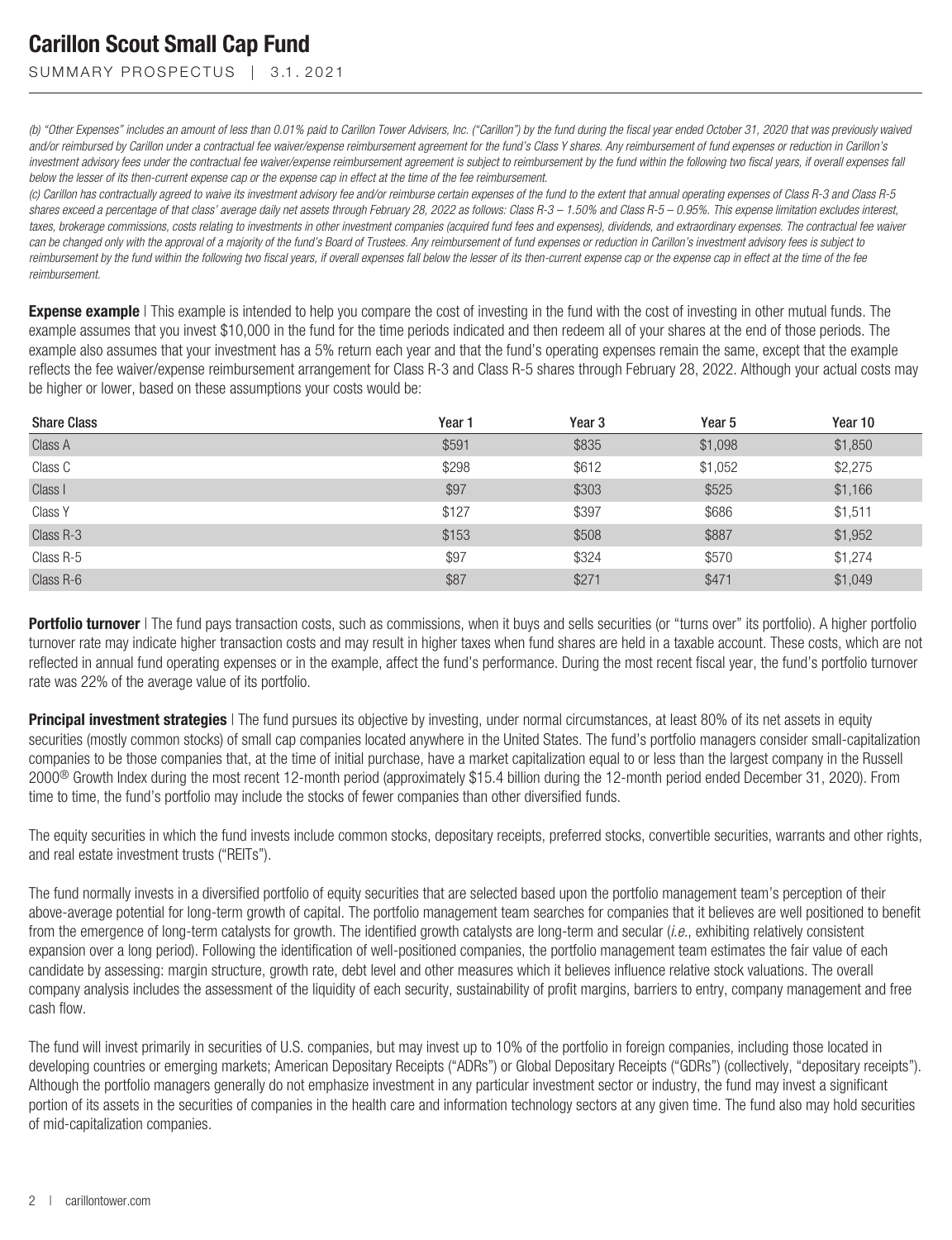*(b) "Other Expenses" includes an amount of less than 0.01% paid to Carillon Tower Advisers, Inc. ("Carillon") by the fund during the fiscal year ended October 31, 2020 that was previously waived and/or reimbursed by Carillon under a contractual fee waiver/expense reimbursement agreement for the fund's Class Y shares. Any reimbursement of fund expenses or reduction in Carillon's investment advisory fees under the contractual fee waiver/expense reimbursement agreement is subject to reimbursement by the fund within the following two fiscal years, if overall expenses fall below the lesser of its then-current expense cap or the expense cap in effect at the time of the fee reimbursement.*

*(c) Carillon has contractually agreed to waive its investment advisory fee and/or reimburse certain expenses of the fund to the extent that annual operating expenses of Class R-3 and Class R-5 shares exceed a percentage of that class' average daily net assets through February 28, 2022 as follows: Class R-3 – 1.50% and Class R-5 – 0.95%. This expense limitation excludes interest, taxes, brokerage commissions, costs relating to investments in other investment companies (acquired fund fees and expenses), dividends, and extraordinary expenses. The contractual fee waiver can be changed only with the approval of a majority of the fund's Board of Trustees. Any reimbursement of fund expenses or reduction in Carillon's investment advisory fees is subject to reimbursement by the fund within the following two fiscal years, if overall expenses fall below the lesser of its then-current expense cap or the expense cap in effect at the time of the fee reimbursement.*

**Expense example** | This example is intended to help you compare the cost of investing in the fund with the cost of investing in other mutual funds. The example assumes that you invest $10,000 in the fund for the time periods indicated and then redeem all of your shares at the end of those periods. The example also assumes that your investment has a 5% return each year and that the fund's operating expenses remain the same, except that the example reflects the fee waiver/expense reimbursement arrangement for Class R-3 and Class R-5 shares through February 28, 2022. Although your actual costs may be higher or lower, based on these assumptions your costs would be:

| Share Class | Year 1 | Year 3 | Year 5 | Year 10 |
|---|---|---|---|---|
| Class A | $591 | $835 | $1,098 | $1,850 |
| Class C | $298 | $612 | $1,052 | $2,275 |
| Class I | $97 | $303 | $525 | $1,166 |
| Class Y | $127 | $397 | $686 | $1,511 |
| Class R-3 | $153 | $508 | $887 | $1,952 |
| Class R-5 | $97 | $324 | $570 | $1,274 |
| Class R-6 | $87 | $271 | $471 | $1,049 |

**Portfolio turnover** | The fund pays transaction costs, such as commissions, when it buys and sells securities (or "turns over" its portfolio). A higher portfolio turnover rate may indicate higher transaction costs and may result in higher taxes when fund shares are held in a taxable account. These costs, which are not reflected in annual fund operating expenses or in the example, affect the fund's performance. During the most recent fiscal year, the fund's portfolio turnover rate was 22% of the average value of its portfolio.

**Principal investment strategies** | The fund pursues its objective by investing, under normal circumstances, at least 80% of its net assets in equity securities (mostly common stocks) of small cap companies located anywhere in the United States. The fund's portfolio managers consider small-capitalization companies to be those companies that, at the time of initial purchase, have a market capitalization equal to or less than the largest company in the Russell 2000® Growth Index during the most recent 12-month period (approximately $15.4 billion during the 12-month period ended December 31, 2020). From time to time, the fund's portfolio may include the stocks of fewer companies than other diversified funds.

The equity securities in which the fund invests include common stocks, depositary receipts, preferred stocks, convertible securities, warrants and other rights, and real estate investment trusts ("REITs").

The fund normally invests in a diversified portfolio of equity securities that are selected based upon the portfolio management team's perception of their above-average potential for long-term growth of capital. The portfolio management team searches for companies that it believes are well positioned to benefit from the emergence of long-term catalysts for growth. The identified growth catalysts are long-term and secular (*i.e.*, exhibiting relatively consistent expansion over a long period). Following the identification of well-positioned companies, the portfolio management team estimates the fair value of each candidate by assessing: margin structure, growth rate, debt level and other measures which it believes influence relative stock valuations. The overall company analysis includes the assessment of the liquidity of each security, sustainability of profit margins, barriers to entry, company management and free cash flow.

The fund will invest primarily in securities of U.S. companies, but may invest up to 10% of the portfolio in foreign companies, including those located in developing countries or emerging markets; American Depositary Receipts ("ADRs") or Global Depositary Receipts ("GDRs") (collectively, "depositary receipts"). Although the portfolio managers generally do not emphasize investment in any particular investment sector or industry, the fund may invest a significant portion of its assets in the securities of companies in the health care and information technology sectors at any given time. The fund also may hold securities of mid-capitalization companies.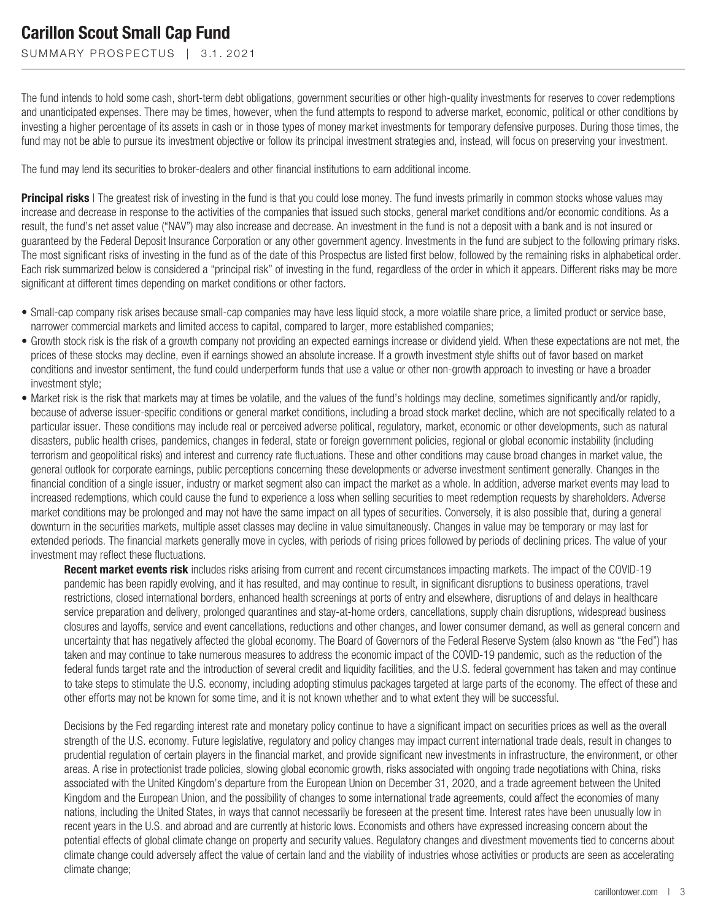The fund intends to hold some cash, short-term debt obligations, government securities or other high-quality investments for reserves to cover redemptions and unanticipated expenses. There may be times, however, when the fund attempts to respond to adverse market, economic, political or other conditions by investing a higher percentage of its assets in cash or in those types of money market investments for temporary defensive purposes. During those times, the fund may not be able to pursue its investment objective or follow its principal investment strategies and, instead, will focus on preserving your investment.

The fund may lend its securities to broker-dealers and other financial institutions to earn additional income.

**Principal risks** | The greatest risk of investing in the fund is that you could lose money. The fund invests primarily in common stocks whose values may increase and decrease in response to the activities of the companies that issued such stocks, general market conditions and/or economic conditions. As a result, the fund's net asset value ("NAV") may also increase and decrease. An investment in the fund is not a deposit with a bank and is not insured or guaranteed by the Federal Deposit Insurance Corporation or any other government agency. Investments in the fund are subject to the following primary risks. The most significant risks of investing in the fund as of the date of this Prospectus are listed first below, followed by the remaining risks in alphabetical order. Each risk summarized below is considered a "principal risk" of investing in the fund, regardless of the order in which it appears. Different risks may be more significant at different times depending on market conditions or other factors.

- Small-cap company risk arises because small-cap companies may have less liquid stock, a more volatile share price, a limited product or service base, narrower commercial markets and limited access to capital, compared to larger, more established companies;
- Growth stock risk is the risk of a growth company not providing an expected earnings increase or dividend yield. When these expectations are not met, the prices of these stocks may decline, even if earnings showed an absolute increase. If a growth investment style shifts out of favor based on market conditions and investor sentiment, the fund could underperform funds that use a value or other non-growth approach to investing or have a broader investment style;
- Market risk is the risk that markets may at times be volatile, and the values of the fund's holdings may decline, sometimes significantly and/or rapidly, because of adverse issuer-specific conditions or general market conditions, including a broad stock market decline, which are not specifically related to a particular issuer. These conditions may include real or perceived adverse political, regulatory, market, economic or other developments, such as natural disasters, public health crises, pandemics, changes in federal, state or foreign government policies, regional or global economic instability (including terrorism and geopolitical risks) and interest and currency rate fluctuations. These and other conditions may cause broad changes in market value, the general outlook for corporate earnings, public perceptions concerning these developments or adverse investment sentiment generally. Changes in the financial condition of a single issuer, industry or market segment also can impact the market as a whole. In addition, adverse market events may lead to increased redemptions, which could cause the fund to experience a loss when selling securities to meet redemption requests by shareholders. Adverse market conditions may be prolonged and may not have the same impact on all types of securities. Conversely, it is also possible that, during a general downturn in the securities markets, multiple asset classes may decline in value simultaneously. Changes in value may be temporary or may last for extended periods. The financial markets generally move in cycles, with periods of rising prices followed by periods of declining prices. The value of your investment may reflect these fluctuations.

  **Recent market events risk** includes risks arising from current and recent circumstances impacting markets. The impact of the COVID-19 pandemic has been rapidly evolving, and it has resulted, and may continue to result, in significant disruptions to business operations, travel restrictions, closed international borders, enhanced health screenings at ports of entry and elsewhere, disruptions of and delays in healthcare service preparation and delivery, prolonged quarantines and stay-at-home orders, cancellations, supply chain disruptions, widespread business closures and layoffs, service and event cancellations, reductions and other changes, and lower consumer demand, as well as general concern and uncertainty that has negatively affected the global economy. The Board of Governors of the Federal Reserve System (also known as "the Fed") has taken and may continue to take numerous measures to address the economic impact of the COVID-19 pandemic, such as the reduction of the federal funds target rate and the introduction of several credit and liquidity facilities, and the U.S. federal government has taken and may continue to take steps to stimulate the U.S. economy, including adopting stimulus packages targeted at large parts of the economy. The effect of these and other efforts may not be known for some time, and it is not known whether and to what extent they will be successful.

  Decisions by the Fed regarding interest rate and monetary policy continue to have a significant impact on securities prices as well as the overall strength of the U.S. economy. Future legislative, regulatory and policy changes may impact current international trade deals, result in changes to prudential regulation of certain players in the financial market, and provide significant new investments in infrastructure, the environment, or other areas. A rise in protectionist trade policies, slowing global economic growth, risks associated with ongoing trade negotiations with China, risks associated with the United Kingdom's departure from the European Union on December 31, 2020, and a trade agreement between the United Kingdom and the European Union, and the possibility of changes to some international trade agreements, could affect the economies of many nations, including the United States, in ways that cannot necessarily be foreseen at the present time. Interest rates have been unusually low in recent years in the U.S. and abroad and are currently at historic lows. Economists and others have expressed increasing concern about the potential effects of global climate change on property and security values. Regulatory changes and divestment movements tied to concerns about climate change could adversely affect the value of certain land and the viability of industries whose activities or products are seen as accelerating climate change;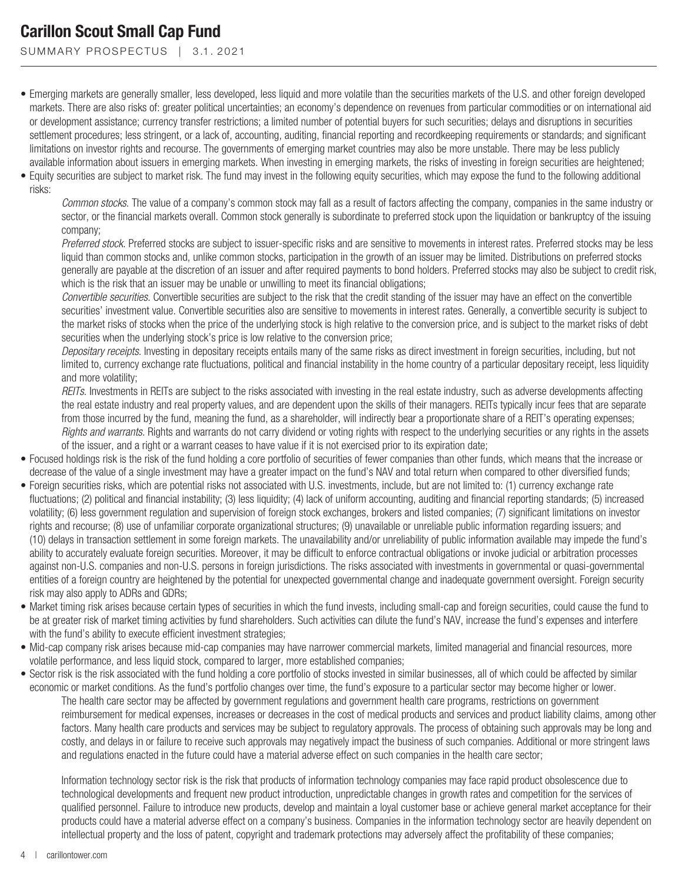- Emerging markets are generally smaller, less developed, less liquid and more volatile than the securities markets of the U.S. and other foreign developed markets. There are also risks of: greater political uncertainties; an economy's dependence on revenues from particular commodities or on international aid or development assistance; currency transfer restrictions; a limited number of potential buyers for such securities; delays and disruptions in securities settlement procedures; less stringent, or a lack of, accounting, auditing, financial reporting and recordkeeping requirements or standards; and significant limitations on investor rights and recourse. The governments of emerging market countries may also be more unstable. There may be less publicly available information about issuers in emerging markets. When investing in emerging markets, the risks of investing in foreign securities are heightened;
- Equity securities are subject to market risk. The fund may invest in the following equity securities, which may expose the fund to the following additional risks:

  *Common stocks*. The value of a company's common stock may fall as a result of factors affecting the company, companies in the same industry or sector, or the financial markets overall. Common stock generally is subordinate to preferred stock upon the liquidation or bankruptcy of the issuing company;

  *Preferred stock*. Preferred stocks are subject to issuer-specific risks and are sensitive to movements in interest rates. Preferred stocks may be less liquid than common stocks and, unlike common stocks, participation in the growth of an issuer may be limited. Distributions on preferred stocks generally are payable at the discretion of an issuer and after required payments to bond holders. Preferred stocks may also be subject to credit risk, which is the risk that an issuer may be unable or unwilling to meet its financial obligations;

  *Convertible securities*. Convertible securities are subject to the risk that the credit standing of the issuer may have an effect on the convertible securities' investment value. Convertible securities also are sensitive to movements in interest rates. Generally, a convertible security is subject to the market risks of stocks when the price of the underlying stock is high relative to the conversion price, and is subject to the market risks of debt securities when the underlying stock's price is low relative to the conversion price;

  *Depositary receipts*. Investing in depositary receipts entails many of the same risks as direct investment in foreign securities, including, but not limited to, currency exchange rate fluctuations, political and financial instability in the home country of a particular depositary receipt, less liquidity and more volatility;

  *REITs*. Investments in REITs are subject to the risks associated with investing in the real estate industry, such as adverse developments affecting the real estate industry and real property values, and are dependent upon the skills of their managers. REITs typically incur fees that are separate from those incurred by the fund, meaning the fund, as a shareholder, will indirectly bear a proportionate share of a REIT's operating expenses;

  *Rights and warrants*. Rights and warrants do not carry dividend or voting rights with respect to the underlying securities or any rights in the assets of the issuer, and a right or a warrant ceases to have value if it is not exercised prior to its expiration date;
- Focused holdings risk is the risk of the fund holding a core portfolio of securities of fewer companies than other funds, which means that the increase or decrease of the value of a single investment may have a greater impact on the fund's NAV and total return when compared to other diversified funds;
- Foreign securities risks, which are potential risks not associated with U.S. investments, include, but are not limited to: (1) currency exchange rate fluctuations; (2) political and financial instability; (3) less liquidity; (4) lack of uniform accounting, auditing and financial reporting standards; (5) increased volatility; (6) less government regulation and supervision of foreign stock exchanges, brokers and listed companies; (7) significant limitations on investor rights and recourse; (8) use of unfamiliar corporate organizational structures; (9) unavailable or unreliable public information regarding issuers; and (10) delays in transaction settlement in some foreign markets. The unavailability and/or unreliability of public information available may impede the fund's ability to accurately evaluate foreign securities. Moreover, it may be difficult to enforce contractual obligations or invoke judicial or arbitration processes against non-U.S. companies and non-U.S. persons in foreign jurisdictions. The risks associated with investments in governmental or quasi-governmental entities of a foreign country are heightened by the potential for unexpected governmental change and inadequate government oversight. Foreign security risk may also apply to ADRs and GDRs;
- Market timing risk arises because certain types of securities in which the fund invests, including small-cap and foreign securities, could cause the fund to be at greater risk of market timing activities by fund shareholders. Such activities can dilute the fund's NAV, increase the fund's expenses and interfere with the fund's ability to execute efficient investment strategies;
- Mid-cap company risk arises because mid-cap companies may have narrower commercial markets, limited managerial and financial resources, more volatile performance, and less liquid stock, compared to larger, more established companies;
- Sector risk is the risk associated with the fund holding a core portfolio of stocks invested in similar businesses, all of which could be affected by similar economic or market conditions. As the fund's portfolio changes over time, the fund's exposure to a particular sector may become higher or lower.

  The health care sector may be affected by government regulations and government health care programs, restrictions on government reimbursement for medical expenses, increases or decreases in the cost of medical products and services and product liability claims, among other factors. Many health care products and services may be subject to regulatory approvals. The process of obtaining such approvals may be long and costly, and delays in or failure to receive such approvals may negatively impact the business of such companies. Additional or more stringent laws and regulations enacted in the future could have a material adverse effect on such companies in the health care sector;

  Information technology sector risk is the risk that products of information technology companies may face rapid product obsolescence due to technological developments and frequent new product introduction, unpredictable changes in growth rates and competition for the services of qualified personnel. Failure to introduce new products, develop and maintain a loyal customer base or achieve general market acceptance for their products could have a material adverse effect on a company's business. Companies in the information technology sector are heavily dependent on intellectual property and the loss of patent, copyright and trademark protections may adversely affect the profitability of these companies;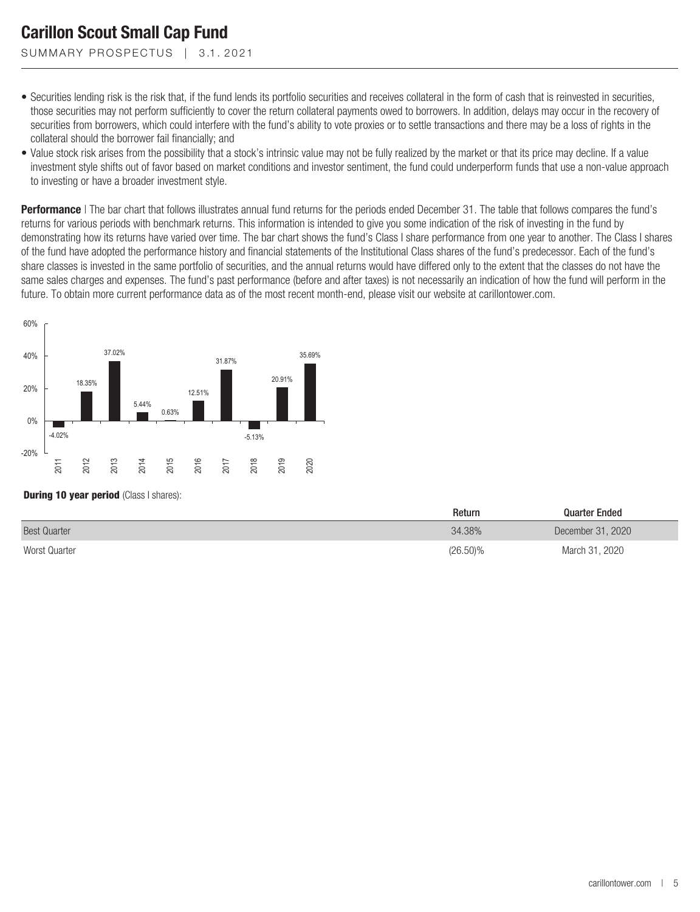- Securities lending risk is the risk that, if the fund lends its portfolio securities and receives collateral in the form of cash that is reinvested in securities, those securities may not perform sufficiently to cover the return collateral payments owed to borrowers. In addition, delays may occur in the recovery of securities from borrowers, which could interfere with the fund's ability to vote proxies or to settle transactions and there may be a loss of rights in the collateral should the borrower fail financially; and
- Value stock risk arises from the possibility that a stock's intrinsic value may not be fully realized by the market or that its price may decline. If a value investment style shifts out of favor based on market conditions and investor sentiment, the fund could underperform funds that use a non-value approach to investing or have a broader investment style.

**Performance** | The bar chart that follows illustrates annual fund returns for the periods ended December 31. The table that follows compares the fund's returns for various periods with benchmark returns. This information is intended to give you some indication of the risk of investing in the fund by demonstrating how its returns have varied over time. The bar chart shows the fund's Class I share performance from one year to another. The Class I shares of the fund have adopted the performance history and financial statements of the Institutional Class shares of the fund's predecessor. Each of the fund's share classes is invested in the same portfolio of securities, and the annual returns would have differed only to the extent that the classes do not have the same sales charges and expenses. The fund's past performance (before and after taxes) is not necessarily an indication of how the fund will perform in the future. To obtain more current performance data as of the most recent month-end, please visit our website at carillontower.com.

| Year | Return |
|---|---|
| 2011 | -4.02% |
| 2012 | 18.35% |
| 2013 | 37.02% |
| 2014 | 5.44% |
| 2015 | 0.63% |
| 2016 | 12.51% |
| 2017 | 31.87% |
| 2018 | -5.13% |
| 2019 | 20.91% |
| 2020 | 35.69% |

**During 10 year period** (Class I shares):

| | Return | Quarter Ended |
|---|---|---|
| Best Quarter | 34.38% | December 31, 2020 |
| Worst Quarter | (26.50)% | March 31, 2020 |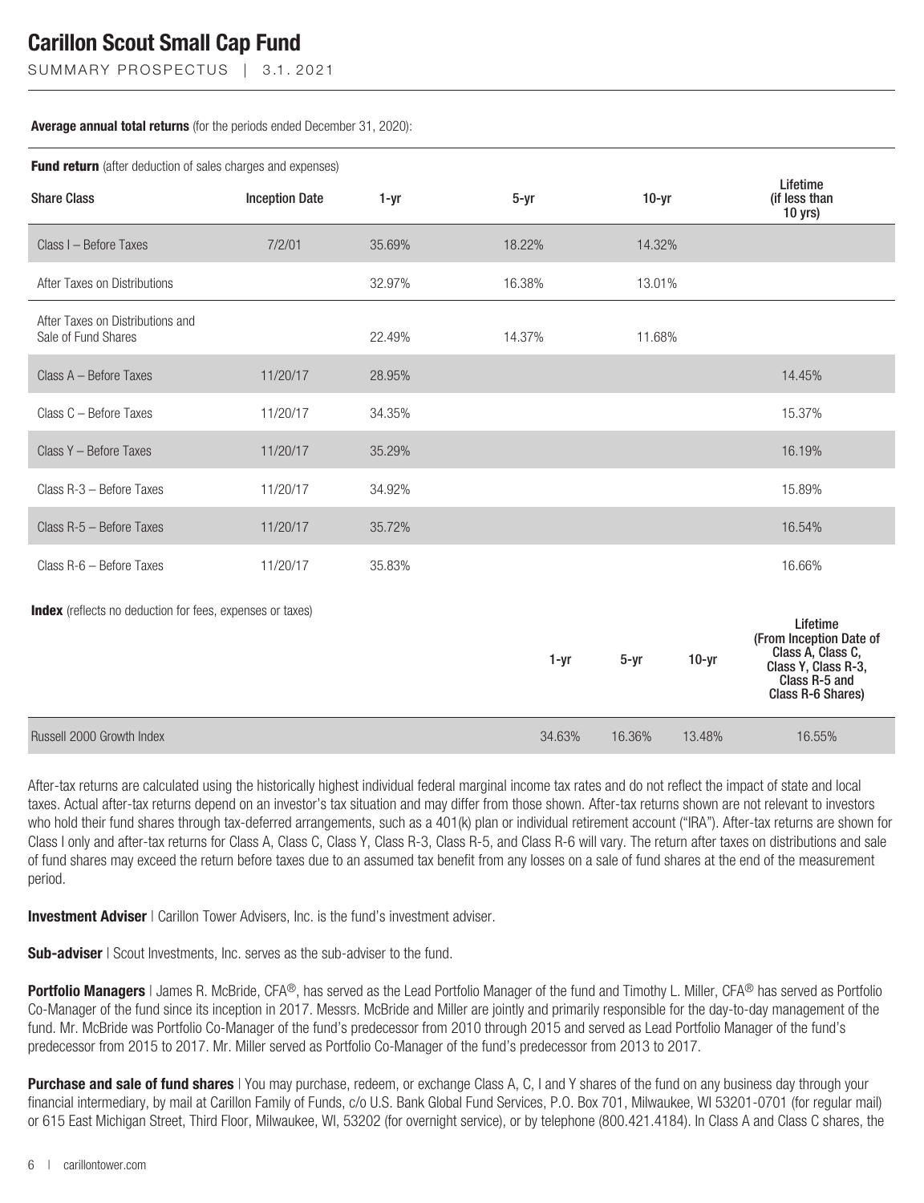**Average annual total returns** (for the periods ended December 31, 2020):

**Fund return** (after deduction of sales charges and expenses)

| Share Class | Inception Date | 1-yr | 5-yr | 10-yr | Lifetime (if less than 10 yrs) |
|---|---|---|---|---|---|
| Class I – Before Taxes | 7/2/01 | 35.69% | 18.22% | 14.32% | |
| After Taxes on Distributions | | 32.97% | 16.38% | 13.01% | |
| After Taxes on Distributions and Sale of Fund Shares | | 22.49% | 14.37% | 11.68% | |
| Class A – Before Taxes | 11/20/17 | 28.95% | | | 14.45% |
| Class C – Before Taxes | 11/20/17 | 34.35% | | | 15.37% |
| Class Y – Before Taxes | 11/20/17 | 35.29% | | | 16.19% |
| Class R-3 – Before Taxes | 11/20/17 | 34.92% | | | 15.89% |
| Class R-5 – Before Taxes | 11/20/17 | 35.72% | | | 16.54% |
| Class R-6 – Before Taxes | 11/20/17 | 35.83% | | | 16.66% |

**Index** (reflects no deduction for fees, expenses or taxes)

| | 1-yr | 5-yr | 10-yr | Lifetime (From Inception Date of Class A, Class C, Class Y, Class R-3, Class R-5 and Class R-6 Shares) |
|---|---|---|---|---|
| Russell 2000 Growth Index | 34.63% | 16.36% | 13.48% | 16.55% |

After-tax returns are calculated using the historically highest individual federal marginal income tax rates and do not reflect the impact of state and local taxes. Actual after-tax returns depend on an investor's tax situation and may differ from those shown. After-tax returns shown are not relevant to investors who hold their fund shares through tax-deferred arrangements, such as a 401(k) plan or individual retirement account ("IRA"). After-tax returns are shown for Class I only and after-tax returns for Class A, Class C, Class Y, Class R-3, Class R-5, and Class R-6 will vary. The return after taxes on distributions and sale of fund shares may exceed the return before taxes due to an assumed tax benefit from any losses on a sale of fund shares at the end of the measurement period.

**Investment Adviser** | Carillon Tower Advisers, Inc. is the fund's investment adviser.

**Sub-adviser** | Scout Investments, Inc. serves as the sub-adviser to the fund.

**Portfolio Managers** | James R. McBride, CFA®, has served as the Lead Portfolio Manager of the fund and Timothy L. Miller, CFA® has served as Portfolio Co-Manager of the fund since its inception in 2017. Messrs. McBride and Miller are jointly and primarily responsible for the day-to-day management of the fund. Mr. McBride was Portfolio Co-Manager of the fund's predecessor from 2010 through 2015 and served as Lead Portfolio Manager of the fund's predecessor from 2015 to 2017. Mr. Miller served as Portfolio Co-Manager of the fund's predecessor from 2013 to 2017.

**Purchase and sale of fund shares** | You may purchase, redeem, or exchange Class A, C, I and Y shares of the fund on any business day through your financial intermediary, by mail at Carillon Family of Funds, c/o U.S. Bank Global Fund Services, P.O. Box 701, Milwaukee, WI 53201-0701 (for regular mail) or 615 East Michigan Street, Third Floor, Milwaukee, WI, 53202 (for overnight service), or by telephone (800.421.4184). In Class A and Class C shares, the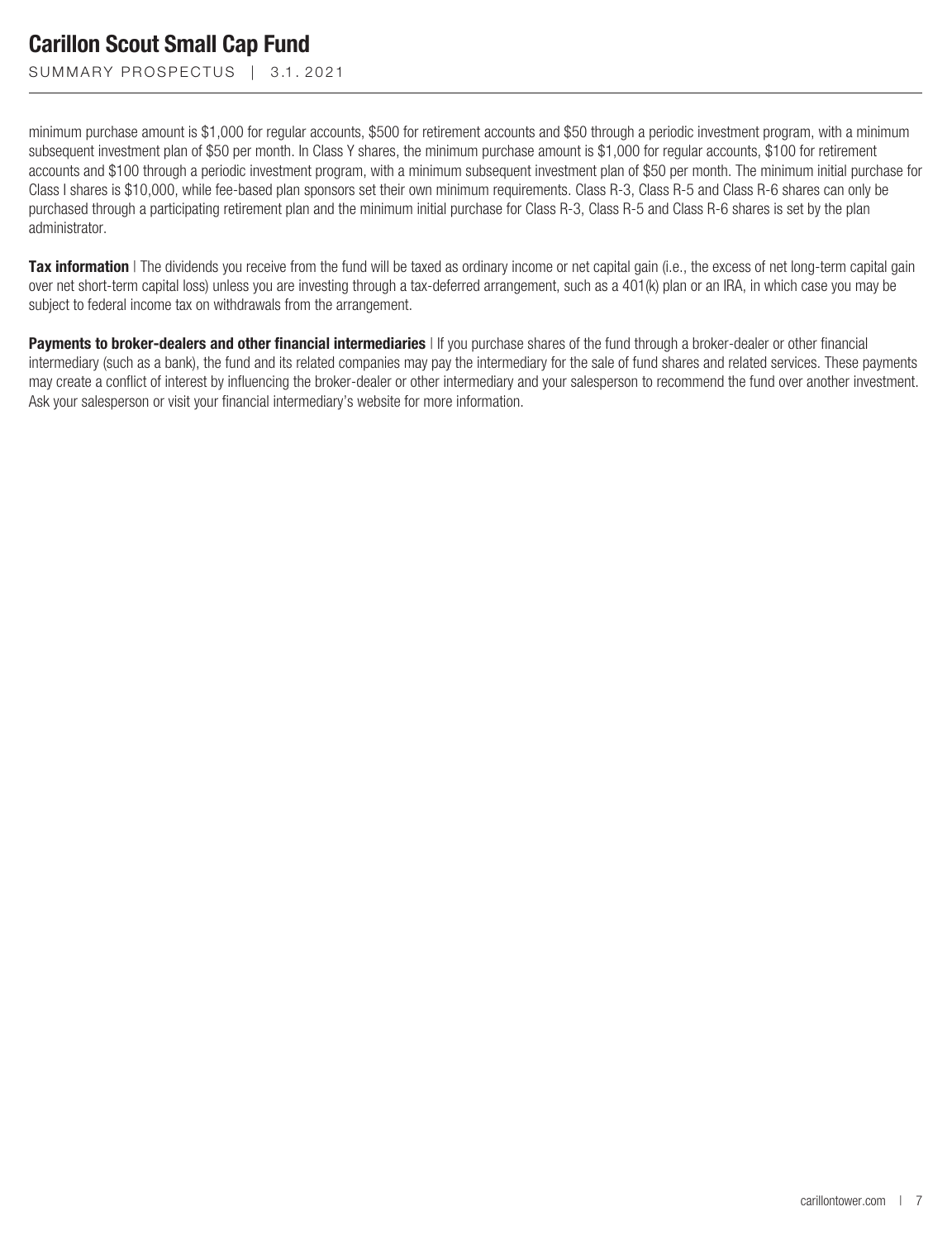minimum purchase amount is $1,000 for regular accounts, $500 for retirement accounts and $50 through a periodic investment program, with a minimum subsequent investment plan of $50 per month. In Class Y shares, the minimum purchase amount is $1,000 for regular accounts, $100 for retirement accounts and $100 through a periodic investment program, with a minimum subsequent investment plan of $50 per month. The minimum initial purchase for Class I shares is $10,000, while fee-based plan sponsors set their own minimum requirements. Class R-3, Class R-5 and Class R-6 shares can only be purchased through a participating retirement plan and the minimum initial purchase for Class R-3, Class R-5 and Class R-6 shares is set by the plan administrator.

**Tax information** | The dividends you receive from the fund will be taxed as ordinary income or net capital gain (i.e., the excess of net long-term capital gain over net short-term capital loss) unless you are investing through a tax-deferred arrangement, such as a 401(k) plan or an IRA, in which case you may be subject to federal income tax on withdrawals from the arrangement.

**Payments to broker-dealers and other financial intermediaries** | If you purchase shares of the fund through a broker-dealer or other financial intermediary (such as a bank), the fund and its related companies may pay the intermediary for the sale of fund shares and related services. These payments may create a conflict of interest by influencing the broker-dealer or other intermediary and your salesperson to recommend the fund over another investment. Ask your salesperson or visit your financial intermediary's website for more information.